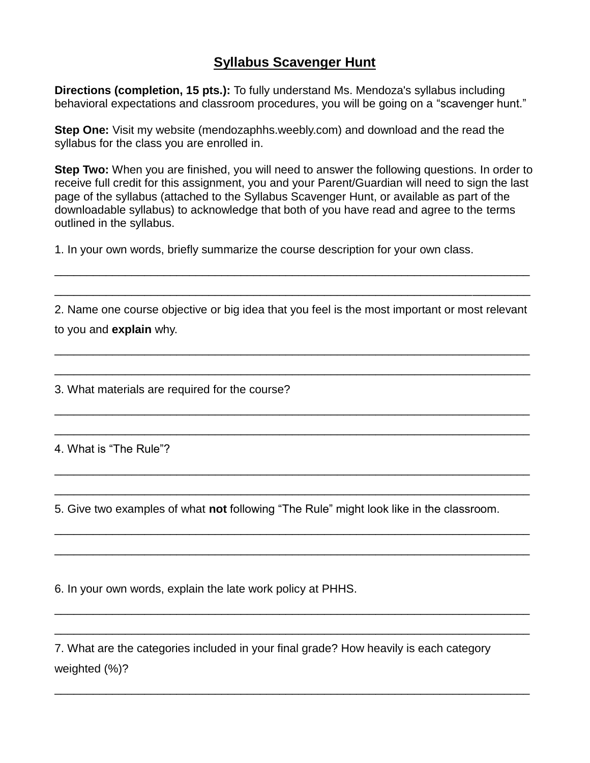# Syllabus Scavenger Hunt

**Directions (completion, 15 pts.):** To fully understand Ms. Mendoza's syllabus including behavioral expectations and classroom procedures, you will be going on a "scavenger hunt."

**Step One:** Visit my website (mendozaphhs.weebly.com) and download and the read the syllabus for the class you are enrolled in.

**Step Two:** When you are finished, you will need to answer the following questions. In order to receive full credit for this assignment, you and your Parent/Guardian will need to sign the last page of the syllabus (attached to the Syllabus Scavenger Hunt, or available as part of the downloadable syllabus) to acknowledge that both of you have read and agree to the terms outlined in the syllabus.

1. In your own words, briefly summarize the course description for your own class.

_______________________________________________________________________________

_______________________________________________________________________________

2. Name one course objective or big idea that you feel is the most important or most relevant to you and **explain** why.

_______________________________________________________________________________

_______________________________________________________________________________

3. What materials are required for the course?

_______________________________________________________________________________

_______________________________________________________________________________

4. What is "The Rule"?

_______________________________________________________________________________

_______________________________________________________________________________

5. Give two examples of what **not** following "The Rule" might look like in the classroom.

_______________________________________________________________________________

_______________________________________________________________________________

6. In your own words, explain the late work policy at PHHS.

_______________________________________________________________________________

_______________________________________________________________________________

7. What are the categories included in your final grade? How heavily is each category weighted (%)?

_______________________________________________________________________________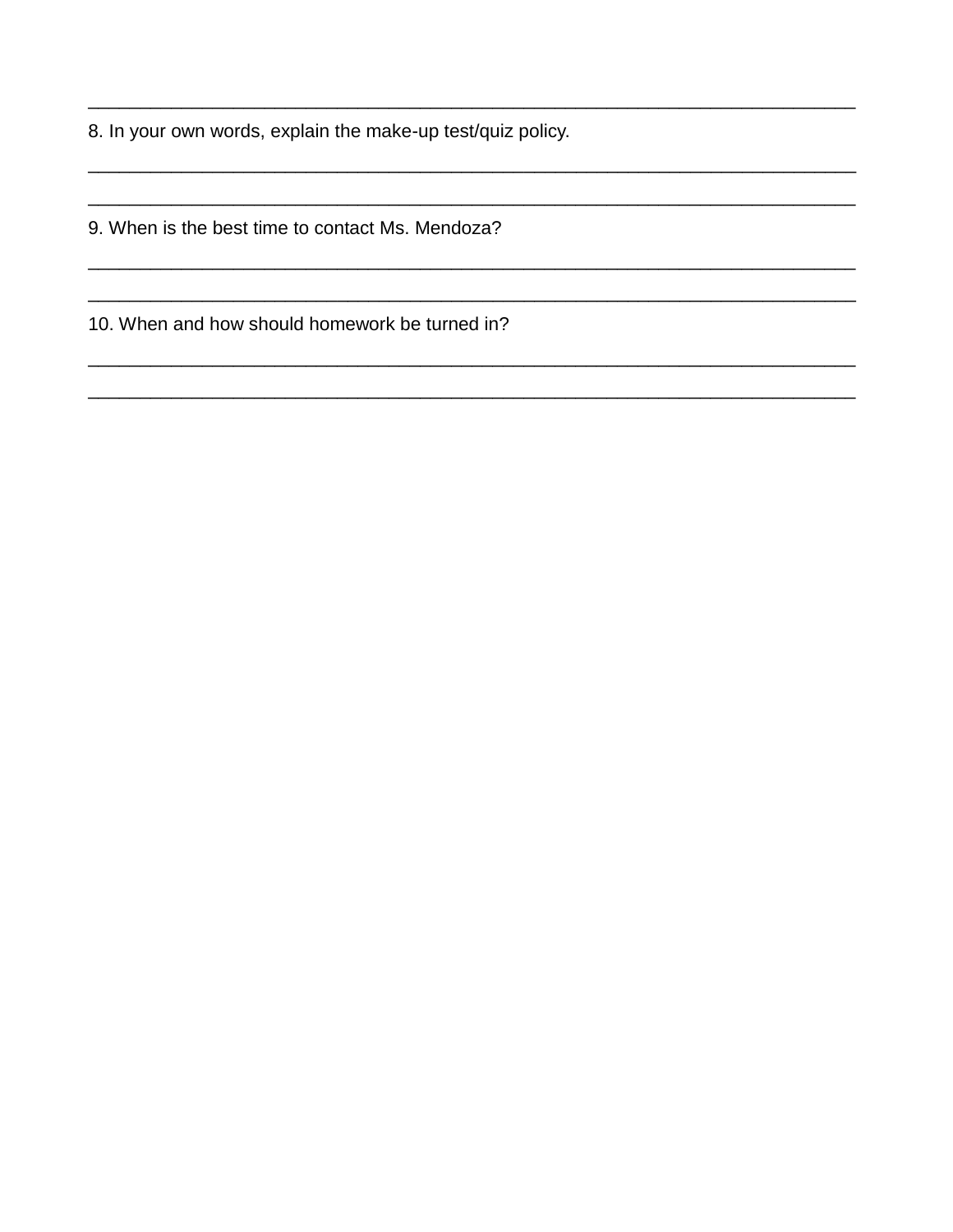______________________________________________________________________________

8. In your own words, explain the make-up test/quiz policy.

______________________________________________________________________________

______________________________________________________________________________

9. When is the best time to contact Ms. Mendoza?

______________________________________________________________________________

______________________________________________________________________________

10. When and how should homework be turned in?

______________________________________________________________________________

______________________________________________________________________________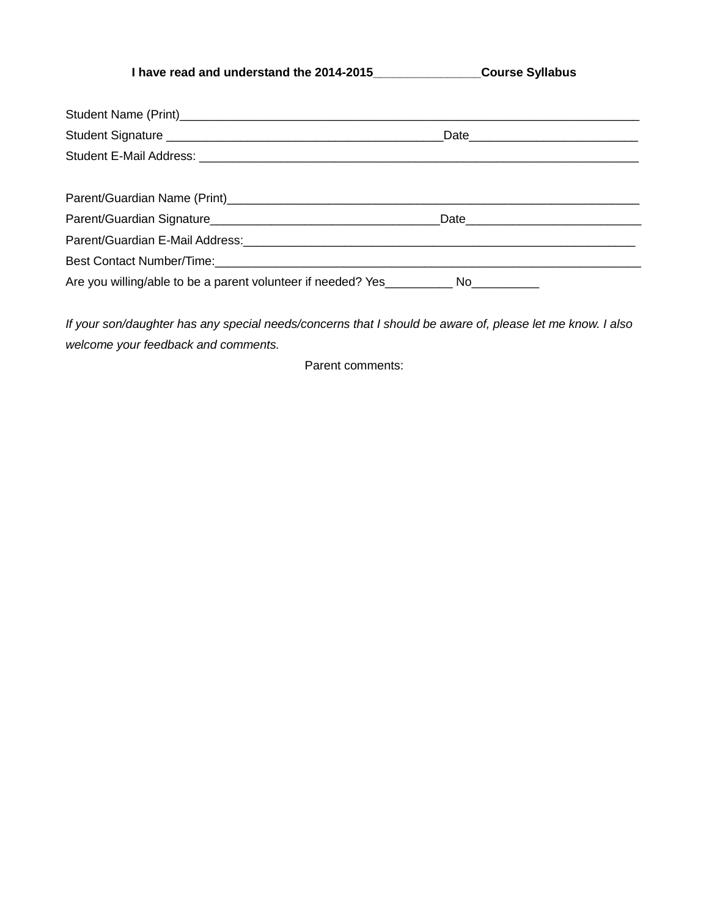**I have read and understand the 2014-2015_______________Course Syllabus**

Student Name (Print)_____________________________________________________________________

Student Signature __________________________________________Date_________________________

Student E-Mail Address: __________________________________________________________________

Parent/Guardian Name (Print)______________________________________________________________

Parent/Guardian Signature__________________________________Date__________________________

Parent/Guardian E-Mail Address:____________________________________________________________

Best Contact Number/Time:_________________________________________________________________

Are you willing/able to be a parent volunteer if needed? Yes__________ No__________

*If your son/daughter has any special needs/concerns that I should be aware of, please let me know. I also welcome your feedback and comments.*

Parent comments: